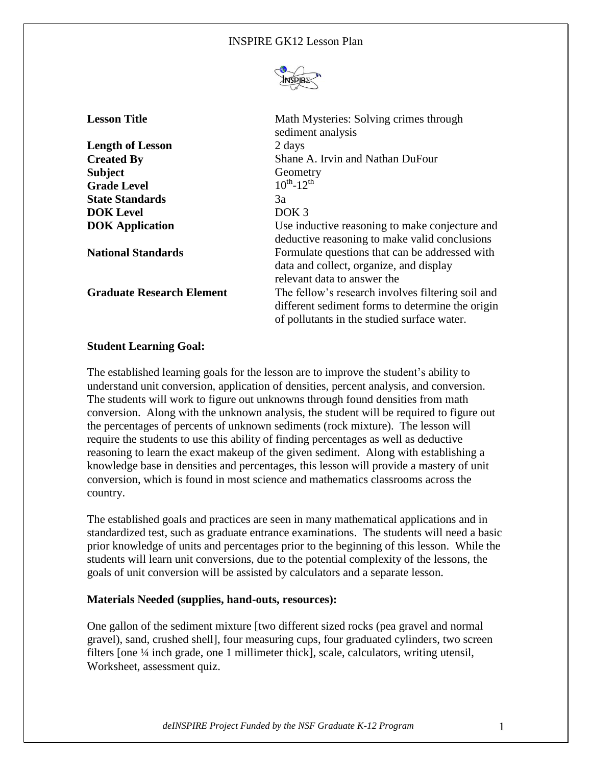# INSPIRE GK12 Lesson Plan

| | |
|---|---|
| **Lesson Title** | Math Mysteries: Solving crimes through sediment analysis |
| **Length of Lesson** | 2 days |
| **Created By** | Shane A. Irvin and Nathan DuFour |
| **Subject** | Geometry |
| **Grade Level** | $10^{th}$-$12^{th}$ |
| **State Standards** | 3a |
| **DOK Level** | DOK 3 |
| **DOK Application** | Use inductive reasoning to make conjecture and deductive reasoning to make valid conclusions |
| **National Standards** | Formulate questions that can be addressed with data and collect, organize, and display relevant data to answer the |
| **Graduate Research Element** | The fellow's research involves filtering soil and different sediment forms to determine the origin of pollutants in the studied surface water. |

**Student Learning Goal:**

The established learning goals for the lesson are to improve the student's ability to understand unit conversion, application of densities, percent analysis, and conversion. The students will work to figure out unknowns through found densities from math conversion. Along with the unknown analysis, the student will be required to figure out the percentages of percents of unknown sediments (rock mixture). The lesson will require the students to use this ability of finding percentages as well as deductive reasoning to learn the exact makeup of the given sediment. Along with establishing a knowledge base in densities and percentages, this lesson will provide a mastery of unit conversion, which is found in most science and mathematics classrooms across the country.

The established goals and practices are seen in many mathematical applications and in standardized test, such as graduate entrance examinations. The students will need a basic prior knowledge of units and percentages prior to the beginning of this lesson. While the students will learn unit conversions, due to the potential complexity of the lessons, the goals of unit conversion will be assisted by calculators and a separate lesson.

**Materials Needed (supplies, hand-outs, resources):**

One gallon of the sediment mixture [two different sized rocks (pea gravel and normal gravel), sand, crushed shell], four measuring cups, four graduated cylinders, two screen filters [one ¼ inch grade, one 1 millimeter thick], scale, calculators, writing utensil, Worksheet, assessment quiz.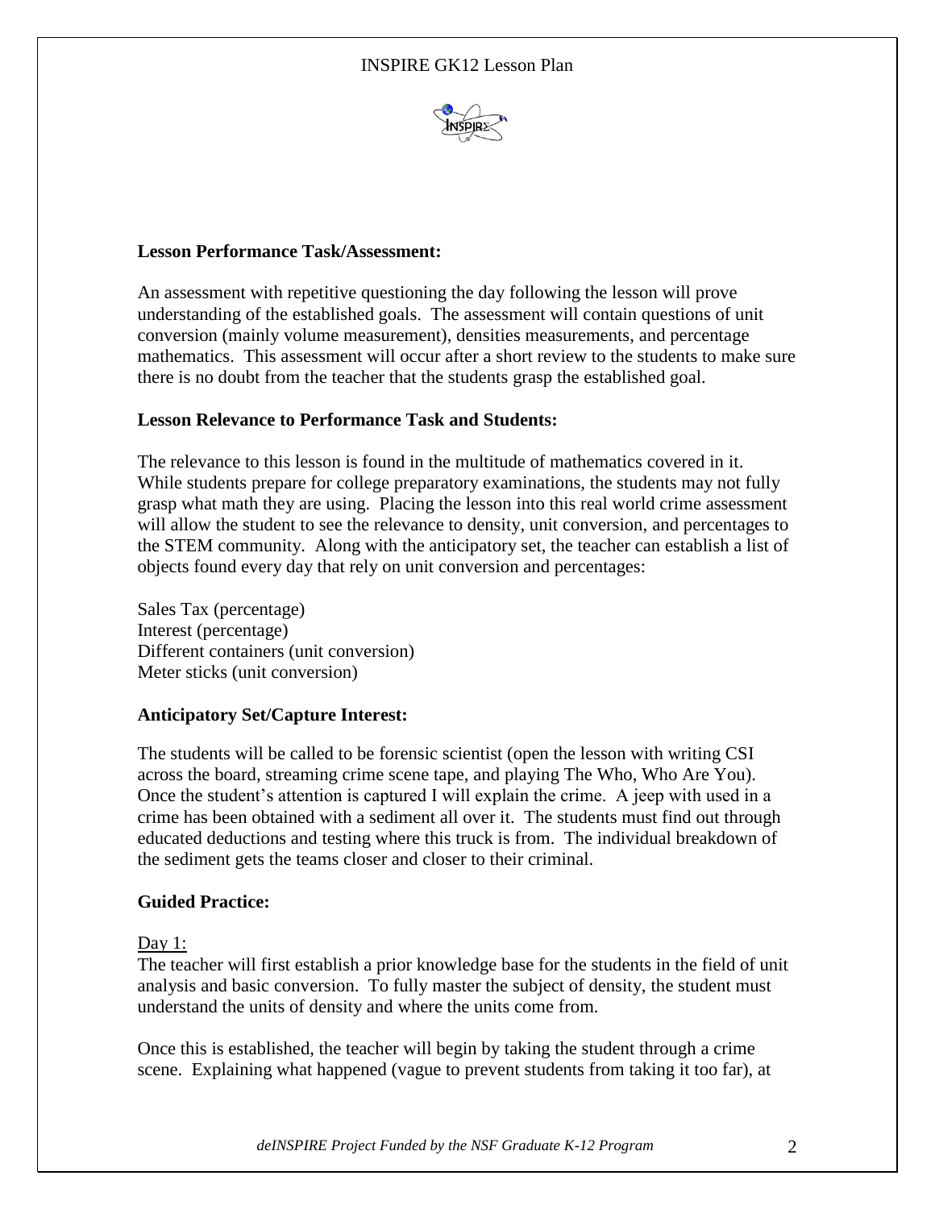**Lesson Performance Task/Assessment:**

An assessment with repetitive questioning the day following the lesson will prove understanding of the established goals. The assessment will contain questions of unit conversion (mainly volume measurement), densities measurements, and percentage mathematics. This assessment will occur after a short review to the students to make sure there is no doubt from the teacher that the students grasp the established goal.

**Lesson Relevance to Performance Task and Students:**

The relevance to this lesson is found in the multitude of mathematics covered in it. While students prepare for college preparatory examinations, the students may not fully grasp what math they are using. Placing the lesson into this real world crime assessment will allow the student to see the relevance to density, unit conversion, and percentages to the STEM community. Along with the anticipatory set, the teacher can establish a list of objects found every day that rely on unit conversion and percentages:

Sales Tax (percentage)
Interest (percentage)
Different containers (unit conversion)
Meter sticks (unit conversion)

**Anticipatory Set/Capture Interest:**

The students will be called to be forensic scientist (open the lesson with writing CSI across the board, streaming crime scene tape, and playing The Who, Who Are You). Once the student's attention is captured I will explain the crime. A jeep with used in a crime has been obtained with a sediment all over it. The students must find out through educated deductions and testing where this truck is from. The individual breakdown of the sediment gets the teams closer and closer to their criminal.

**Guided Practice:**

Day 1:
The teacher will first establish a prior knowledge base for the students in the field of unit analysis and basic conversion. To fully master the subject of density, the student must understand the units of density and where the units come from.

Once this is established, the teacher will begin by taking the student through a crime scene. Explaining what happened (vague to prevent students from taking it too far), at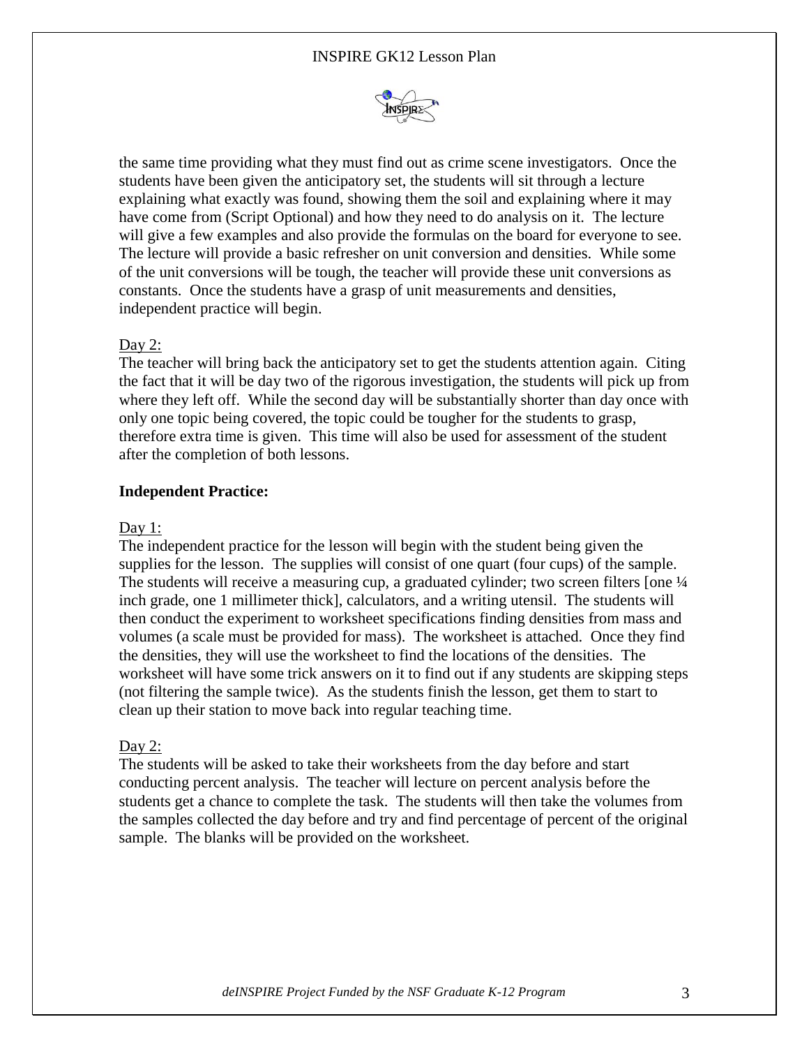the same time providing what they must find out as crime scene investigators. Once the students have been given the anticipatory set, the students will sit through a lecture explaining what exactly was found, showing them the soil and explaining where it may have come from (Script Optional) and how they need to do analysis on it. The lecture will give a few examples and also provide the formulas on the board for everyone to see. The lecture will provide a basic refresher on unit conversion and densities. While some of the unit conversions will be tough, the teacher will provide these unit conversions as constants. Once the students have a grasp of unit measurements and densities, independent practice will begin.

<u>Day 2:</u>
The teacher will bring back the anticipatory set to get the students attention again. Citing the fact that it will be day two of the rigorous investigation, the students will pick up from where they left off. While the second day will be substantially shorter than day once with only one topic being covered, the topic could be tougher for the students to grasp, therefore extra time is given. This time will also be used for assessment of the student after the completion of both lessons.

**Independent Practice:**

<u>Day 1:</u>
The independent practice for the lesson will begin with the student being given the supplies for the lesson. The supplies will consist of one quart (four cups) of the sample. The students will receive a measuring cup, a graduated cylinder; two screen filters [one ¼ inch grade, one 1 millimeter thick], calculators, and a writing utensil. The students will then conduct the experiment to worksheet specifications finding densities from mass and volumes (a scale must be provided for mass). The worksheet is attached. Once they find the densities, they will use the worksheet to find the locations of the densities. The worksheet will have some trick answers on it to find out if any students are skipping steps (not filtering the sample twice). As the students finish the lesson, get them to start to clean up their station to move back into regular teaching time.

<u>Day 2:</u>
The students will be asked to take their worksheets from the day before and start conducting percent analysis. The teacher will lecture on percent analysis before the students get a chance to complete the task. The students will then take the volumes from the samples collected the day before and try and find percentage of percent of the original sample. The blanks will be provided on the worksheet.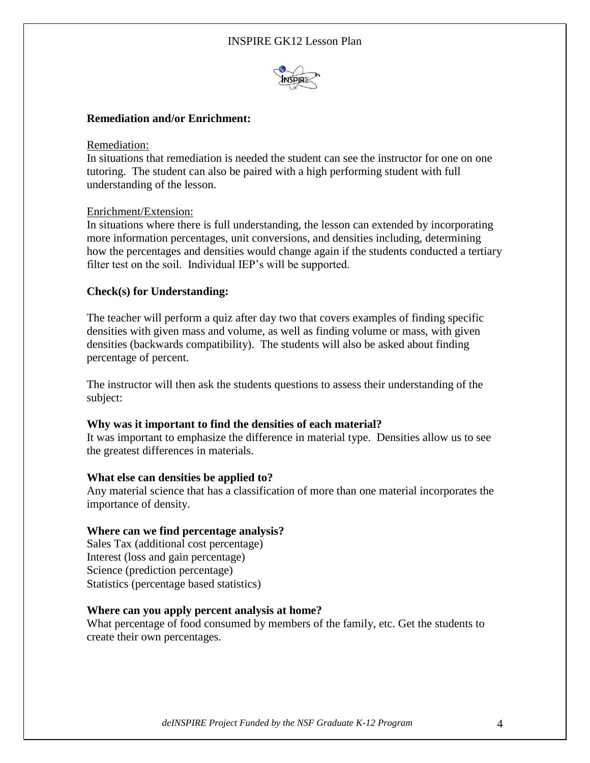**Remediation and/or Enrichment:**

Remediation:

In situations that remediation is needed the student can see the instructor for one on one tutoring. The student can also be paired with a high performing student with full understanding of the lesson.

Enrichment/Extension:

In situations where there is full understanding, the lesson can extended by incorporating more information percentages, unit conversions, and densities including, determining how the percentages and densities would change again if the students conducted a tertiary filter test on the soil. Individual IEP's will be supported.

**Check(s) for Understanding:**

The teacher will perform a quiz after day two that covers examples of finding specific densities with given mass and volume, as well as finding volume or mass, with given densities (backwards compatibility). The students will also be asked about finding percentage of percent.

The instructor will then ask the students questions to assess their understanding of the subject:

**Why was it important to find the densities of each material?**

It was important to emphasize the difference in material type. Densities allow us to see the greatest differences in materials.

**What else can densities be applied to?**

Any material science that has a classification of more than one material incorporates the importance of density.

**Where can we find percentage analysis?**

Sales Tax (additional cost percentage)
Interest (loss and gain percentage)
Science (prediction percentage)
Statistics (percentage based statistics)

**Where can you apply percent analysis at home?**

What percentage of food consumed by members of the family, etc. Get the students to create their own percentages.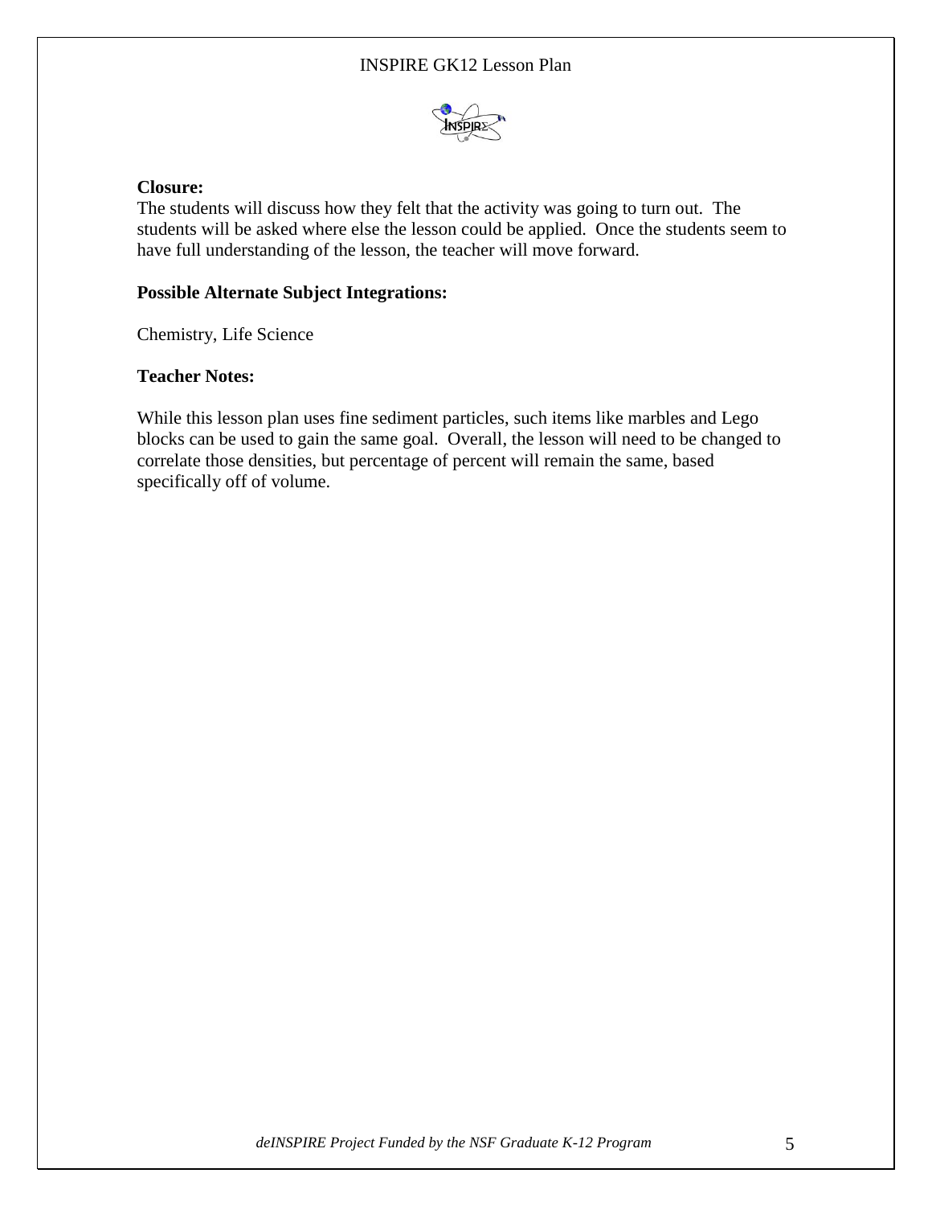**Closure:**
The students will discuss how they felt that the activity was going to turn out. The students will be asked where else the lesson could be applied. Once the students seem to have full understanding of the lesson, the teacher will move forward.

**Possible Alternate Subject Integrations:**

Chemistry, Life Science

**Teacher Notes:**

While this lesson plan uses fine sediment particles, such items like marbles and Lego blocks can be used to gain the same goal. Overall, the lesson will need to be changed to correlate those densities, but percentage of percent will remain the same, based specifically off of volume.